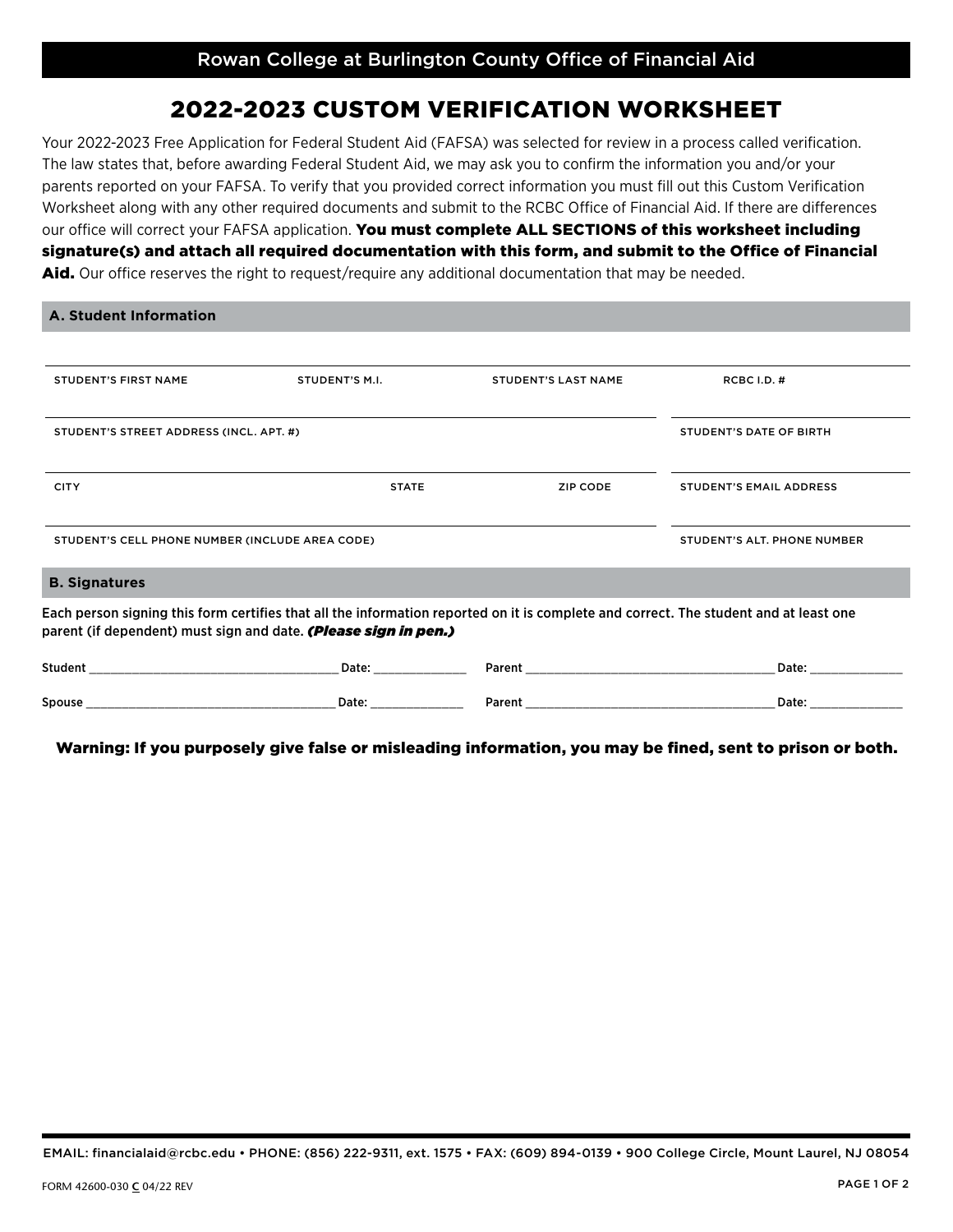Rowan College at Burlington County Office of Financial Aid

# 2022-2023 CUSTOM VERIFICATION WORKSHEET

Your 2022-2023 Free Application for Federal Student Aid (FAFSA) was selected for review in a process called verification. The law states that, before awarding Federal Student Aid, we may ask you to confirm the information you and/or your parents reported on your FAFSA. To verify that you provided correct information you must fill out this Custom Verification Worksheet along with any other required documents and submit to the RCBC Office of Financial Aid. If there are differences our office will correct your FAFSA application. **You must complete ALL SECTIONS of this worksheet including signature(s) and attach all required documentation with this form, and submit to the Office of Financial Aid.** Our office reserves the right to request/require any additional documentation that may be needed.

## A. Student Information

| | | | |
|---|---|---|---|
| STUDENT'S FIRST NAME | STUDENT'S M.I. | STUDENT'S LAST NAME | RCBC I.D. # |
| STUDENT'S STREET ADDRESS (INCL. APT. #) | | | STUDENT'S DATE OF BIRTH |
| CITY | STATE | ZIP CODE | STUDENT'S EMAIL ADDRESS |
| STUDENT'S CELL PHONE NUMBER (INCLUDE AREA CODE) | | | STUDENT'S ALT. PHONE NUMBER |

## B. Signatures

Each person signing this form certifies that all the information reported on it is complete and correct. The student and at least one parent (if dependent) must sign and date. ***(Please sign in pen.)***

Student ____________________________________ Date: ______________ Parent ____________________________________ Date: ______________

Spouse ____________________________________ Date: ______________ Parent ____________________________________ Date: ______________

**Warning: If you purposely give false or misleading information, you may be fined, sent to prison or both.**

EMAIL: financialaid@rcbc.edu • PHONE: (856) 222-9311, ext. 1575 • FAX: (609) 894-0139 • 900 College Circle, Mount Laurel, NJ 08054

FORM 42600-030 C 04/22 REV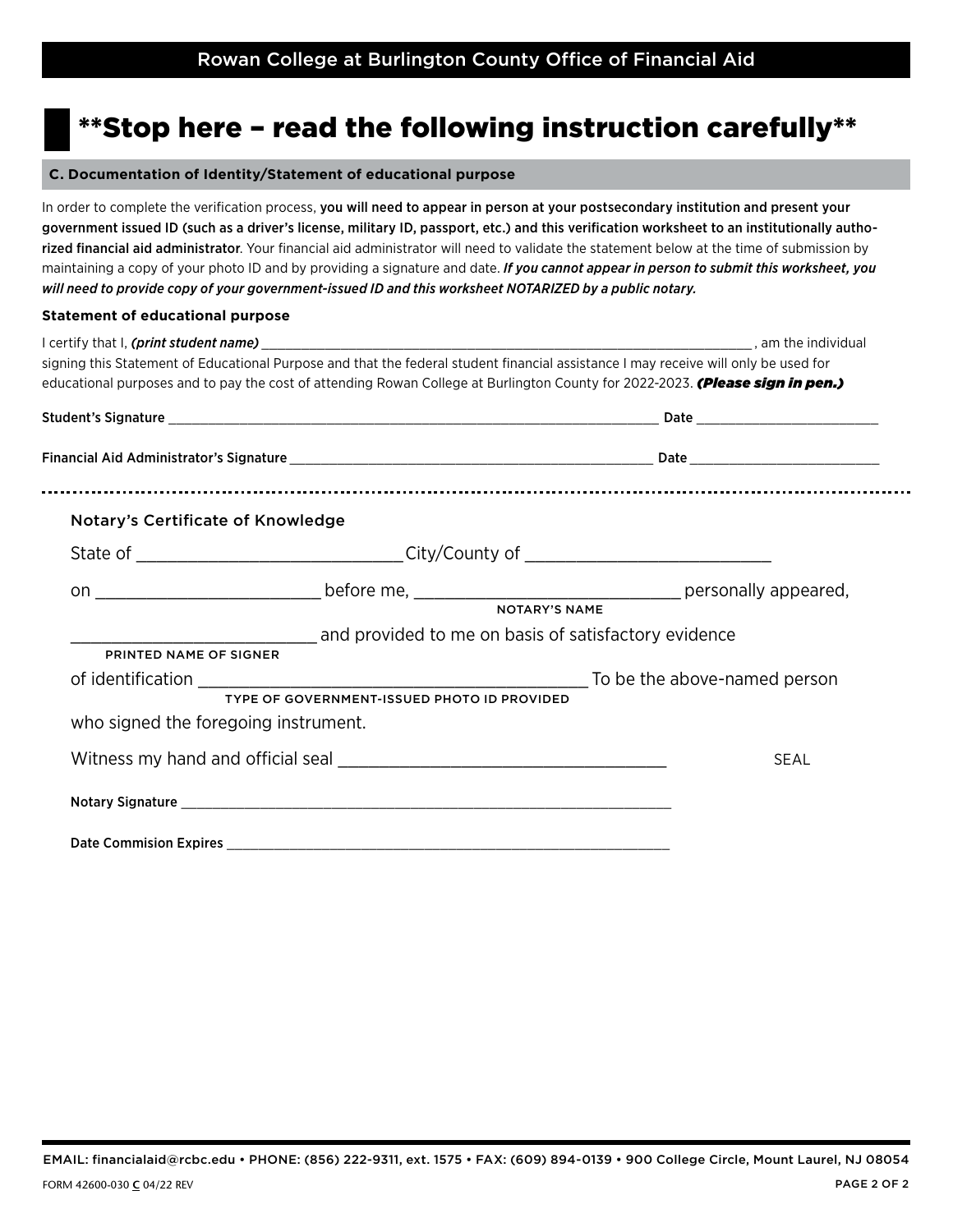**Rowan College at Burlington County Office of Financial Aid**

# **Stop here – read the following instruction carefully**

## C. Documentation of Identity/Statement of educational purpose

In order to complete the verification process, **you will need to appear in person at your postsecondary institution and present your government issued ID (such as a driver's license, military ID, passport, etc.) and this verification worksheet to an institutionally authorized financial aid administrator**. Your financial aid administrator will need to validate the statement below at the time of submission by maintaining a copy of your photo ID and by providing a signature and date. ***If you cannot appear in person to submit this worksheet, you will need to provide copy of your government-issued ID and this worksheet NOTARIZED by a public notary.***

### Statement of educational purpose

I certify that I, ***(print student name)*** ______________________________________________________________________ , am the individual signing this Statement of Educational Purpose and that the federal student financial assistance I may receive will only be used for educational purposes and to pay the cost of attending Rowan College at Burlington County for 2022-2023. ***(Please sign in pen.)***

Student's Signature ______________________________________________________________________ Date _________________________

Financial Aid Administrator's Signature ____________________________________________________ Date __________________________

---

### Notary's Certificate of Knowledge

State of ____________________________ City/County of __________________________

on _________________________ before me, ______________________________ personally appeared,
NOTARY'S NAME

___________________________ and provided to me on basis of satisfactory evidence
PRINTED NAME OF SIGNER

of identification ___________________________________________ To be the above-named person
TYPE OF GOVERNMENT-ISSUED PHOTO ID PROVIDED

who signed the foregoing instrument.

Witness my hand and official seal ___________________________________ SEAL

Notary Signature ______________________________________________________________

Date Commision Expires ________________________________________________________

EMAIL: financialaid@rcbc.edu • PHONE: (856) 222-9311, ext. 1575 • FAX: (609) 894-0139 • 900 College Circle, Mount Laurel, NJ 08054

FORM 42600-030 C 04/22 REV